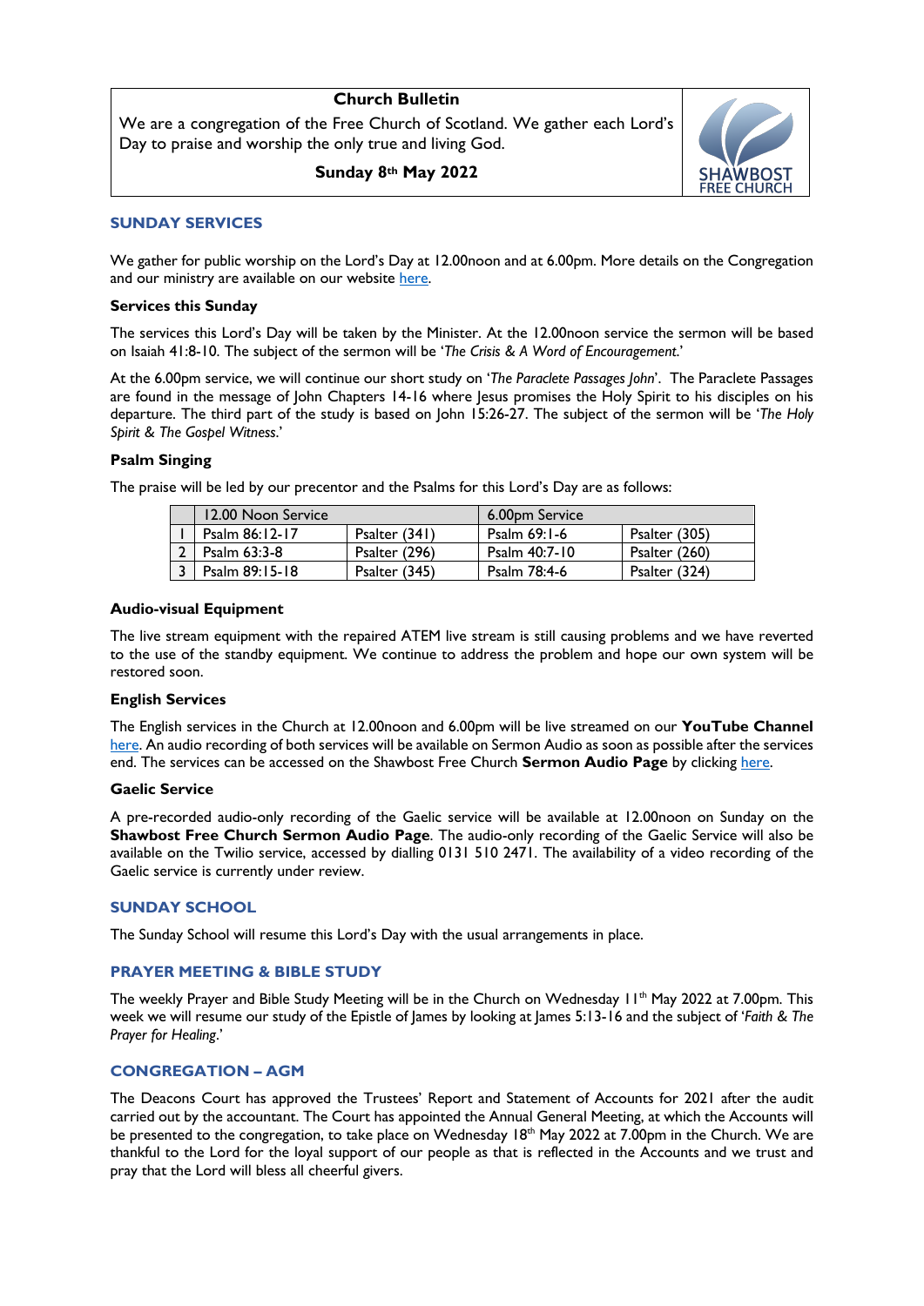# Church Bulletin

We are a congregation of the Free Church of Scotland. We gather each Lord's Day to praise and worship the only true and living God.

**Sunday 8th May 2022**

SHAWBOST FREE CHURCH

## SUNDAY SERVICES

We gather for public worship on the Lord's Day at 12.00noon and at 6.00pm. More details on the Congregation and our ministry are available on our website here.

### Services this Sunday

The services this Lord's Day will be taken by the Minister. At the 12.00noon service the sermon will be based on Isaiah 41:8-10. The subject of the sermon will be '*The Crisis & A Word of Encouragement*.'

At the 6.00pm service, we will continue our short study on '*The Paraclete Passages John*'. The Paraclete Passages are found in the message of John Chapters 14-16 where Jesus promises the Holy Spirit to his disciples on his departure. The third part of the study is based on John 15:26-27. The subject of the sermon will be '*The Holy Spirit & The Gospel Witness*.'

### Psalm Singing

The praise will be led by our precentor and the Psalms for this Lord's Day are as follows:

| | 12.00 Noon Service | | 6.00pm Service | |
|---|---|---|---|---|
| 1 | Psalm 86:12-17 | Psalter (341) | Psalm 69:1-6 | Psalter (305) |
| 2 | Psalm 63:3-8 | Psalter (296) | Psalm 40:7-10 | Psalter (260) |
| 3 | Psalm 89:15-18 | Psalter (345) | Psalm 78:4-6 | Psalter (324) |

### Audio-visual Equipment

The live stream equipment with the repaired ATEM live stream is still causing problems and we have reverted to the use of the standby equipment. We continue to address the problem and hope our own system will be restored soon.

### English Services

The English services in the Church at 12.00noon and 6.00pm will be live streamed on our **YouTube Channel** here. An audio recording of both services will be available on Sermon Audio as soon as possible after the services end. The services can be accessed on the Shawbost Free Church **Sermon Audio Page** by clicking here.

### Gaelic Service

A pre-recorded audio-only recording of the Gaelic service will be available at 12.00noon on Sunday on the **Shawbost Free Church Sermon Audio Page**. The audio-only recording of the Gaelic Service will also be available on the Twilio service, accessed by dialling 0131 510 2471. The availability of a video recording of the Gaelic service is currently under review.

## SUNDAY SCHOOL

The Sunday School will resume this Lord's Day with the usual arrangements in place.

## PRAYER MEETING & BIBLE STUDY

The weekly Prayer and Bible Study Meeting will be in the Church on Wednesday 11th May 2022 at 7.00pm. This week we will resume our study of the Epistle of James by looking at James 5:13-16 and the subject of '*Faith & The Prayer for Healing*.'

## CONGREGATION – AGM

The Deacons Court has approved the Trustees' Report and Statement of Accounts for 2021 after the audit carried out by the accountant. The Court has appointed the Annual General Meeting, at which the Accounts will be presented to the congregation, to take place on Wednesday 18th May 2022 at 7.00pm in the Church. We are thankful to the Lord for the loyal support of our people as that is reflected in the Accounts and we trust and pray that the Lord will bless all cheerful givers.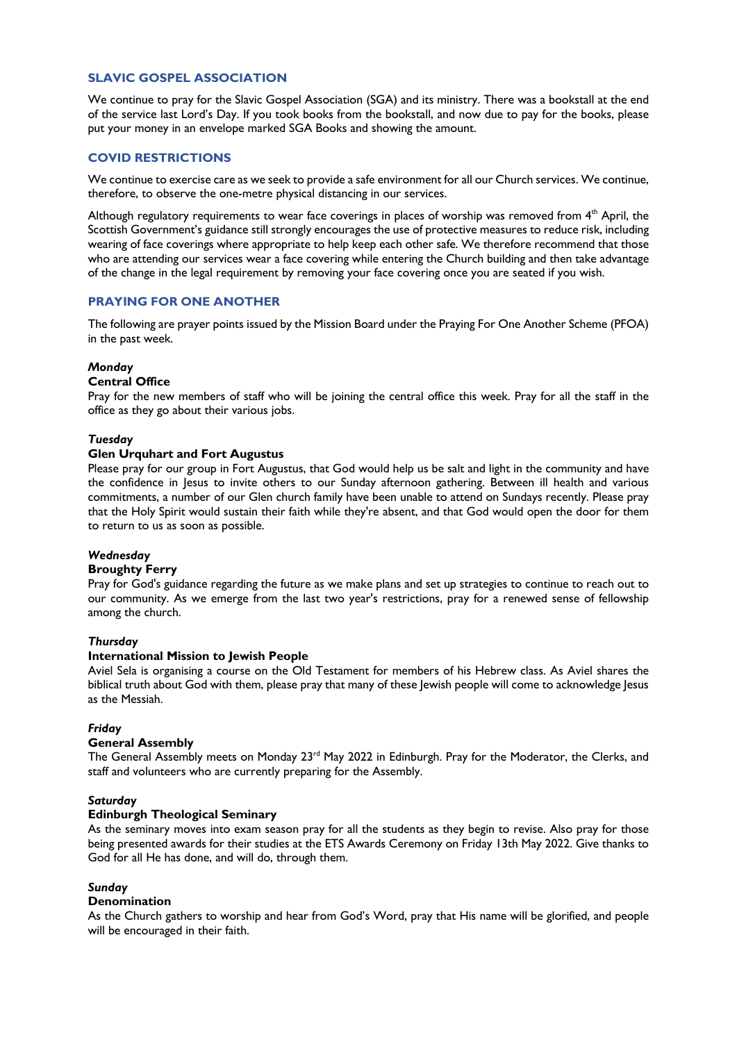## SLAVIC GOSPEL ASSOCIATION

We continue to pray for the Slavic Gospel Association (SGA) and its ministry. There was a bookstall at the end of the service last Lord's Day. If you took books from the bookstall, and now due to pay for the books, please put your money in an envelope marked SGA Books and showing the amount.

## COVID RESTRICTIONS

We continue to exercise care as we seek to provide a safe environment for all our Church services. We continue, therefore, to observe the one-metre physical distancing in our services.

Although regulatory requirements to wear face coverings in places of worship was removed from 4th April, the Scottish Government's guidance still strongly encourages the use of protective measures to reduce risk, including wearing of face coverings where appropriate to help keep each other safe. We therefore recommend that those who are attending our services wear a face covering while entering the Church building and then take advantage of the change in the legal requirement by removing your face covering once you are seated if you wish.

## PRAYING FOR ONE ANOTHER

The following are prayer points issued by the Mission Board under the Praying For One Another Scheme (PFOA) in the past week.

***Monday***
**Central Office**
Pray for the new members of staff who will be joining the central office this week. Pray for all the staff in the office as they go about their various jobs.

***Tuesday***
**Glen Urquhart and Fort Augustus**
Please pray for our group in Fort Augustus, that God would help us be salt and light in the community and have the confidence in Jesus to invite others to our Sunday afternoon gathering. Between ill health and various commitments, a number of our Glen church family have been unable to attend on Sundays recently. Please pray that the Holy Spirit would sustain their faith while they're absent, and that God would open the door for them to return to us as soon as possible.

***Wednesday***
**Broughty Ferry**
Pray for God's guidance regarding the future as we make plans and set up strategies to continue to reach out to our community. As we emerge from the last two year's restrictions, pray for a renewed sense of fellowship among the church.

***Thursday***
**International Mission to Jewish People**
Aviel Sela is organising a course on the Old Testament for members of his Hebrew class. As Aviel shares the biblical truth about God with them, please pray that many of these Jewish people will come to acknowledge Jesus as the Messiah.

***Friday***
**General Assembly**
The General Assembly meets on Monday 23rd May 2022 in Edinburgh. Pray for the Moderator, the Clerks, and staff and volunteers who are currently preparing for the Assembly.

***Saturday***
**Edinburgh Theological Seminary**
As the seminary moves into exam season pray for all the students as they begin to revise. Also pray for those being presented awards for their studies at the ETS Awards Ceremony on Friday 13th May 2022. Give thanks to God for all He has done, and will do, through them.

***Sunday***
**Denomination**
As the Church gathers to worship and hear from God's Word, pray that His name will be glorified, and people will be encouraged in their faith.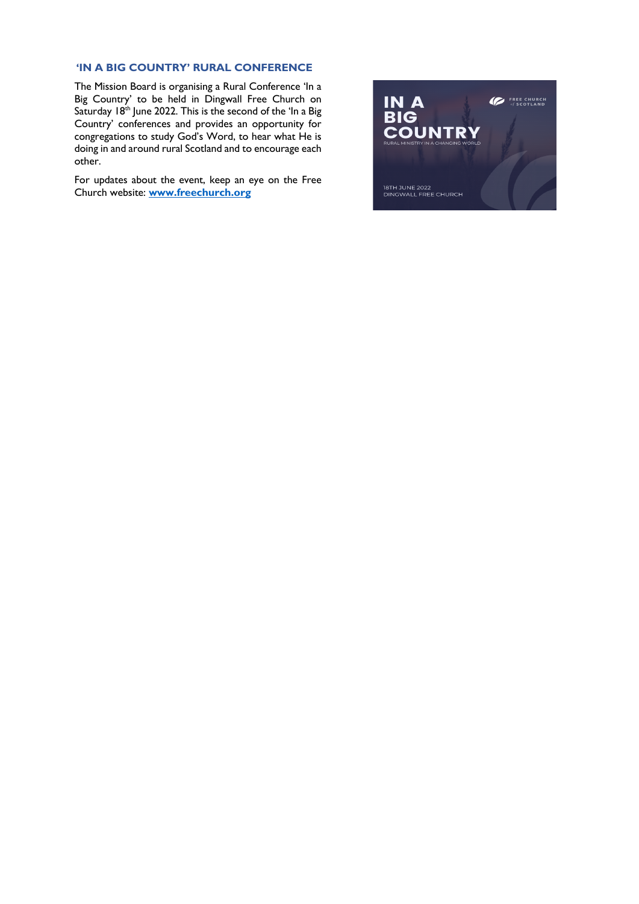## 'IN A BIG COUNTRY' RURAL CONFERENCE

The Mission Board is organising a Rural Conference 'In a Big Country' to be held in Dingwall Free Church on Saturday 18th June 2022. This is the second of the 'In a Big Country' conferences and provides an opportunity for congregations to study God's Word, to hear what He is doing in and around rural Scotland and to encourage each other.

For updates about the event, keep an eye on the Free Church website: **www.freechurch.org**

IN A
BIG
COUNTRY
RURAL MINISTRY IN A CHANGING WORLD

FREE CHURCH of SCOTLAND

18TH JUNE 2022
DINGWALL FREE CHURCH